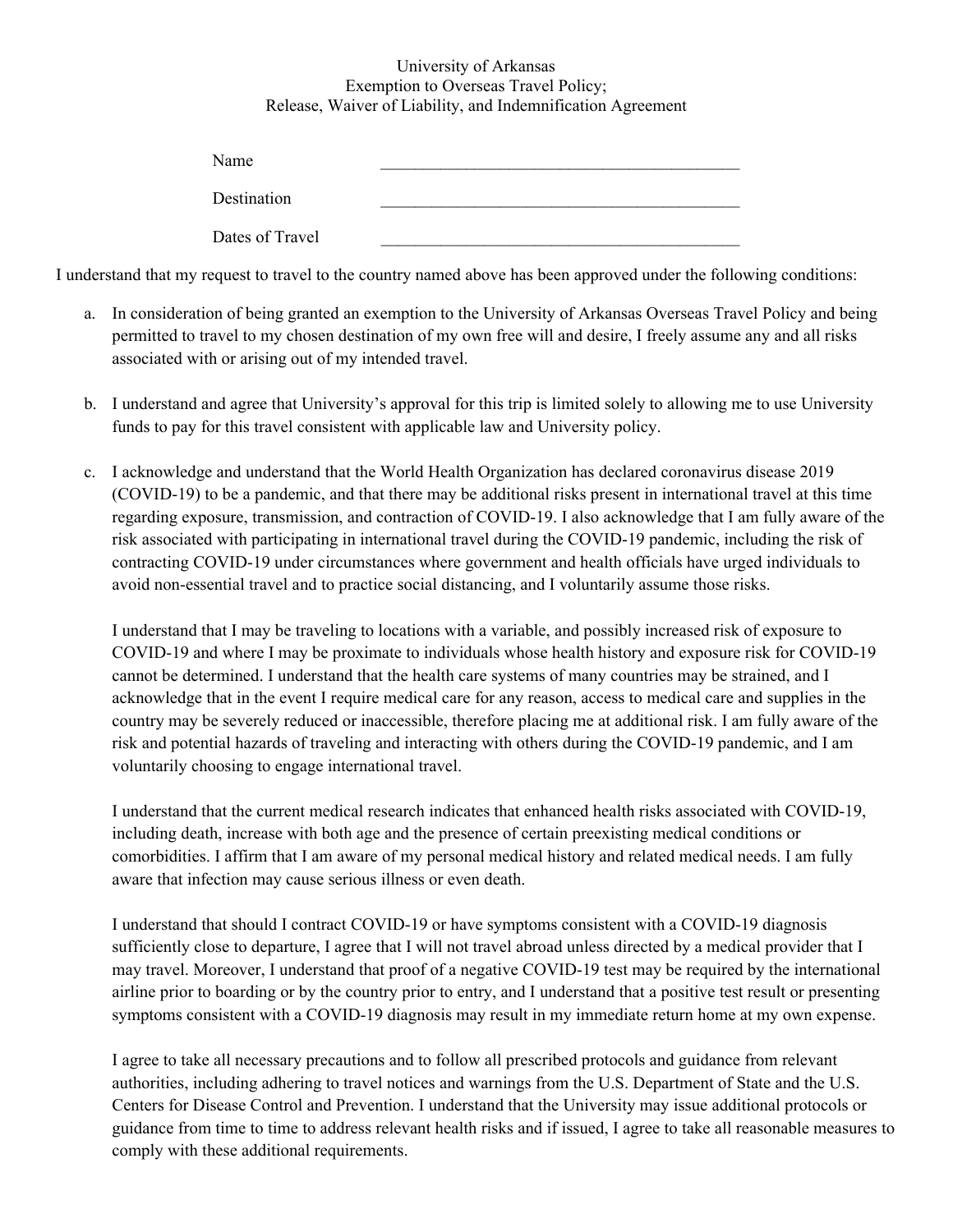University of Arkansas
Exemption to Overseas Travel Policy;
Release, Waiver of Liability, and Indemnification Agreement

Name ___________________________________________

Destination ___________________________________________

Dates of Travel ___________________________________________

I understand that my request to travel to the country named above has been approved under the following conditions:

a. In consideration of being granted an exemption to the University of Arkansas Overseas Travel Policy and being permitted to travel to my chosen destination of my own free will and desire, I freely assume any and all risks associated with or arising out of my intended travel.

b. I understand and agree that University's approval for this trip is limited solely to allowing me to use University funds to pay for this travel consistent with applicable law and University policy.

c. I acknowledge and understand that the World Health Organization has declared coronavirus disease 2019 (COVID-19) to be a pandemic, and that there may be additional risks present in international travel at this time regarding exposure, transmission, and contraction of COVID-19. I also acknowledge that I am fully aware of the risk associated with participating in international travel during the COVID-19 pandemic, including the risk of contracting COVID-19 under circumstances where government and health officials have urged individuals to avoid non-essential travel and to practice social distancing, and I voluntarily assume those risks.

   I understand that I may be traveling to locations with a variable, and possibly increased risk of exposure to COVID-19 and where I may be proximate to individuals whose health history and exposure risk for COVID-19 cannot be determined. I understand that the health care systems of many countries may be strained, and I acknowledge that in the event I require medical care for any reason, access to medical care and supplies in the country may be severely reduced or inaccessible, therefore placing me at additional risk. I am fully aware of the risk and potential hazards of traveling and interacting with others during the COVID-19 pandemic, and I am voluntarily choosing to engage international travel.

   I understand that the current medical research indicates that enhanced health risks associated with COVID-19, including death, increase with both age and the presence of certain preexisting medical conditions or comorbidities. I affirm that I am aware of my personal medical history and related medical needs. I am fully aware that infection may cause serious illness or even death.

   I understand that should I contract COVID-19 or have symptoms consistent with a COVID-19 diagnosis sufficiently close to departure, I agree that I will not travel abroad unless directed by a medical provider that I may travel. Moreover, I understand that proof of a negative COVID-19 test may be required by the international airline prior to boarding or by the country prior to entry, and I understand that a positive test result or presenting symptoms consistent with a COVID-19 diagnosis may result in my immediate return home at my own expense.

   I agree to take all necessary precautions and to follow all prescribed protocols and guidance from relevant authorities, including adhering to travel notices and warnings from the U.S. Department of State and the U.S. Centers for Disease Control and Prevention. I understand that the University may issue additional protocols or guidance from time to time to address relevant health risks and if issued, I agree to take all reasonable measures to comply with these additional requirements.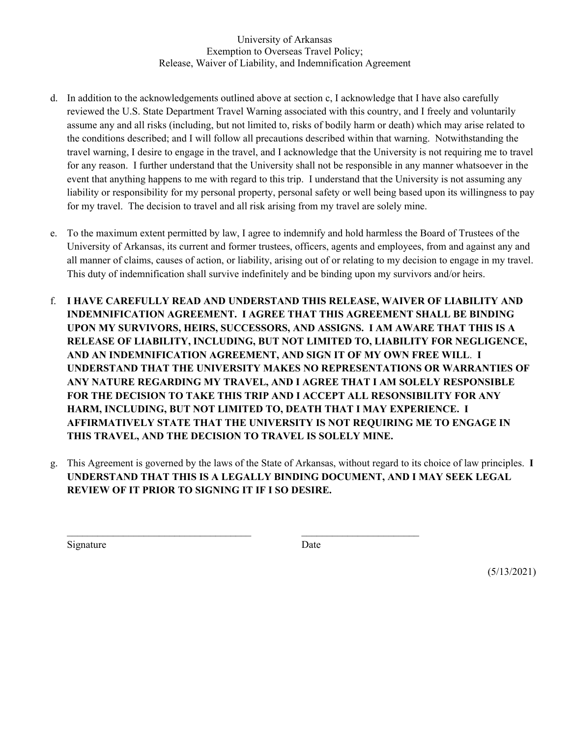University of Arkansas
Exemption to Overseas Travel Policy;
Release, Waiver of Liability, and Indemnification Agreement

d. In addition to the acknowledgements outlined above at section c, I acknowledge that I have also carefully reviewed the U.S. State Department Travel Warning associated with this country, and I freely and voluntarily assume any and all risks (including, but not limited to, risks of bodily harm or death) which may arise related to the conditions described; and I will follow all precautions described within that warning. Notwithstanding the travel warning, I desire to engage in the travel, and I acknowledge that the University is not requiring me to travel for any reason. I further understand that the University shall not be responsible in any manner whatsoever in the event that anything happens to me with regard to this trip. I understand that the University is not assuming any liability or responsibility for my personal property, personal safety or well being based upon its willingness to pay for my travel. The decision to travel and all risk arising from my travel are solely mine.

e. To the maximum extent permitted by law, I agree to indemnify and hold harmless the Board of Trustees of the University of Arkansas, its current and former trustees, officers, agents and employees, from and against any and all manner of claims, causes of action, or liability, arising out of or relating to my decision to engage in my travel. This duty of indemnification shall survive indefinitely and be binding upon my survivors and/or heirs.

f. **I HAVE CAREFULLY READ AND UNDERSTAND THIS RELEASE, WAIVER OF LIABILITY AND INDEMNIFICATION AGREEMENT. I AGREE THAT THIS AGREEMENT SHALL BE BINDING UPON MY SURVIVORS, HEIRS, SUCCESSORS, AND ASSIGNS. I AM AWARE THAT THIS IS A RELEASE OF LIABILITY, INCLUDING, BUT NOT LIMITED TO, LIABILITY FOR NEGLIGENCE, AND AN INDEMNIFICATION AGREEMENT, AND SIGN IT OF MY OWN FREE WILL. I UNDERSTAND THAT THE UNIVERSITY MAKES NO REPRESENTATIONS OR WARRANTIES OF ANY NATURE REGARDING MY TRAVEL, AND I AGREE THAT I AM SOLELY RESPONSIBLE FOR THE DECISION TO TAKE THIS TRIP AND I ACCEPT ALL RESONSIBILITY FOR ANY HARM, INCLUDING, BUT NOT LIMITED TO, DEATH THAT I MAY EXPERIENCE. I AFFIRMATIVELY STATE THAT THE UNIVERSITY IS NOT REQUIRING ME TO ENGAGE IN THIS TRAVEL, AND THE DECISION TO TRAVEL IS SOLELY MINE.**

g. This Agreement is governed by the laws of the State of Arkansas, without regard to its choice of law principles. **I UNDERSTAND THAT THIS IS A LEGALLY BINDING DOCUMENT, AND I MAY SEEK LEGAL REVIEW OF IT PRIOR TO SIGNING IT IF I SO DESIRE.**

\_\_\_\_\_\_\_\_\_\_\_\_\_\_\_\_\_\_\_\_\_\_\_\_\_\_\_\_\_\_\_\_\_\_\_\_ \_\_\_\_\_\_\_\_\_\_\_\_\_\_\_\_\_\_\_\_\_\_\_\_
Signature Date

(5/13/2021)